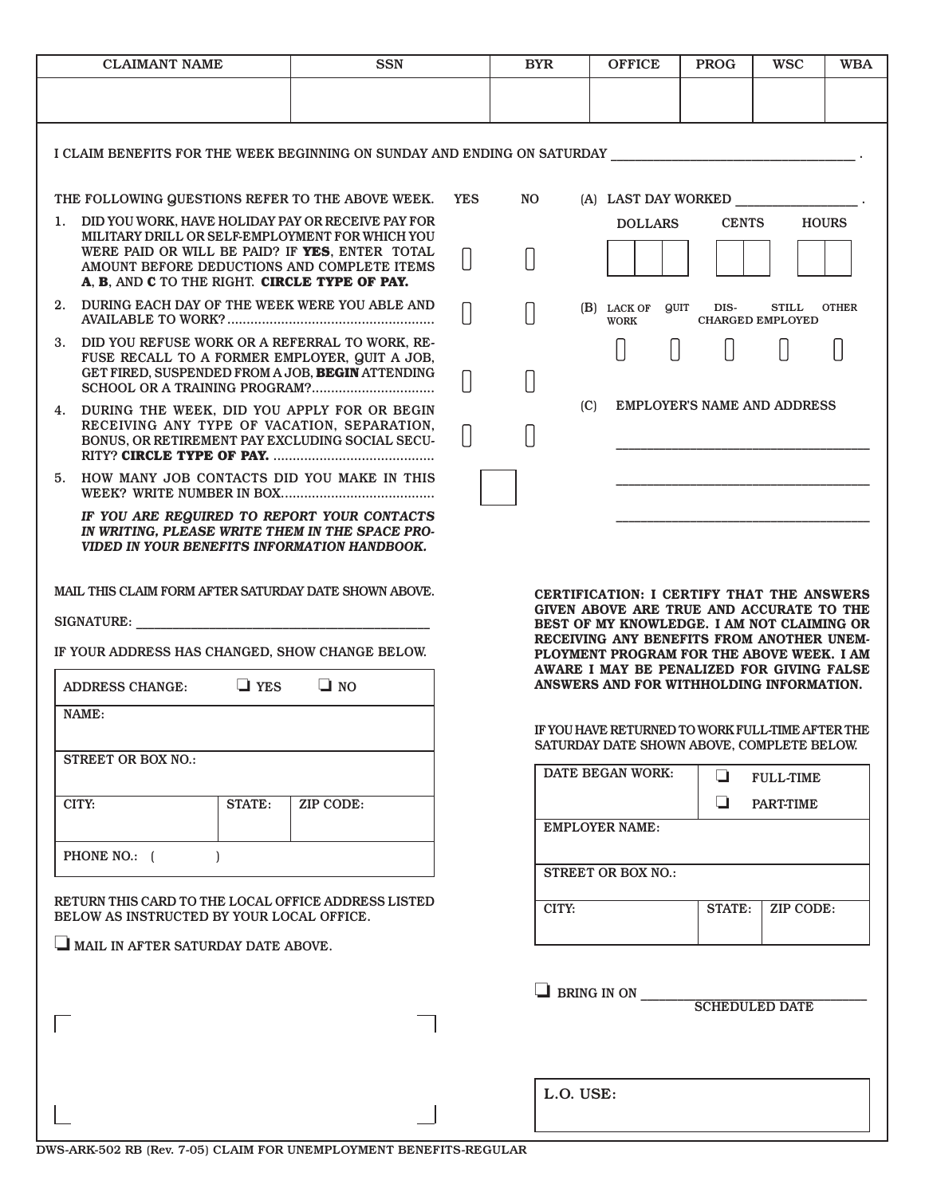| CLAIMANT NAME | SSN | BYR | OFFICE | PROG | WSC | WBA |
|---|---|---|---|---|---|---|
| | | | | | | |

I CLAIM BENEFITS FOR THE WEEK BEGINNING ON SUNDAY AND ENDING ON SATURDAY ____________________ .

| THE FOLLOWING QUESTIONS REFER TO THE ABOVE WEEK. | YES | NO |
|---|---|---|
| 1. DID YOU WORK, HAVE HOLIDAY PAY OR RECEIVE PAY FOR MILITARY DRILL OR SELF-EMPLOYMENT FOR WHICH YOU WERE PAID OR WILL BE PAID? IF **YES**, ENTER TOTAL AMOUNT BEFORE DEDUCTIONS AND COMPLETE ITEMS **A**, **B**, AND **C** TO THE RIGHT. **CIRCLE TYPE OF PAY.** | ☐ | ☐ |
| 2. DURING EACH DAY OF THE WEEK WERE YOU ABLE AND AVAILABLE TO WORK? | ☐ | ☐ |
| 3. DID YOU REFUSE WORK OR A REFERRAL TO WORK, REFUSE RECALL TO A FORMER EMPLOYER, QUIT A JOB, GET FIRED, SUSPENDED FROM A JOB, **BEGIN** ATTENDING SCHOOL OR A TRAINING PROGRAM? | ☐ | ☐ |
| 4. DURING THE WEEK, DID YOU APPLY FOR OR BEGIN RECEIVING ANY TYPE OF VACATION, SEPARATION, BONUS, OR RETIREMENT PAY EXCLUDING SOCIAL SECURITY? **CIRCLE TYPE OF PAY.** | ☐ | ☐ |
| 5. HOW MANY JOB CONTACTS DID YOU MAKE IN THIS WEEK? WRITE NUMBER IN BOX. | ☐ | |

***IF YOU ARE REQUIRED TO REPORT YOUR CONTACTS IN WRITING, PLEASE WRITE THEM IN THE SPACE PROVIDED IN YOUR BENEFITS INFORMATION HANDBOOK.***

(A) LAST DAY WORKED ____________ .

| DOLLARS | CENTS | HOURS |
|---|---|---|
| | | |

(B)

| LACK OF WORK | QUIT | DISCHARGED | STILL EMPLOYED | OTHER |
|---|---|---|---|---|
| ☐ | ☐ | ☐ | ☐ | ☐ |

(C) EMPLOYER'S NAME AND ADDRESS

____________________

____________________

____________________

MAIL THIS CLAIM FORM AFTER SATURDAY DATE SHOWN ABOVE.

SIGNATURE: ____________________

**CERTIFICATION: I CERTIFY THAT THE ANSWERS GIVEN ABOVE ARE TRUE AND ACCURATE TO THE BEST OF MY KNOWLEDGE. I AM NOT CLAIMING OR RECEIVING ANY BENEFITS FROM ANOTHER UNEMPLOYMENT PROGRAM FOR THE ABOVE WEEK. I AM AWARE I MAY BE PENALIZED FOR GIVING FALSE ANSWERS AND FOR WITHHOLDING INFORMATION.**

IF YOUR ADDRESS HAS CHANGED, SHOW CHANGE BELOW.

| ADDRESS CHANGE: ☐ YES ☐ NO | | |
|---|---|---|
| NAME: | | |
| STREET OR BOX NO.: | | |
| CITY: | STATE: | ZIP CODE: |
| PHONE NO.: ( ) | | |

IF YOU HAVE RETURNED TO WORK FULL-TIME AFTER THE SATURDAY DATE SHOWN ABOVE, COMPLETE BELOW.

| DATE BEGAN WORK: | ☐ FULL-TIME ☐ PART-TIME | |
|---|---|---|
| EMPLOYER NAME: | | |
| STREET OR BOX NO.: | | |
| CITY: | STATE: | ZIP CODE: |

RETURN THIS CARD TO THE LOCAL OFFICE ADDRESS LISTED BELOW AS INSTRUCTED BY YOUR LOCAL OFFICE.

☐ MAIL IN AFTER SATURDAY DATE ABOVE.

☐ BRING IN ON ____________________
SCHEDULED DATE

L.O. USE:

DWS-ARK-502 RB (Rev. 7-05) CLAIM FOR UNEMPLOYMENT BENEFITS-REGULAR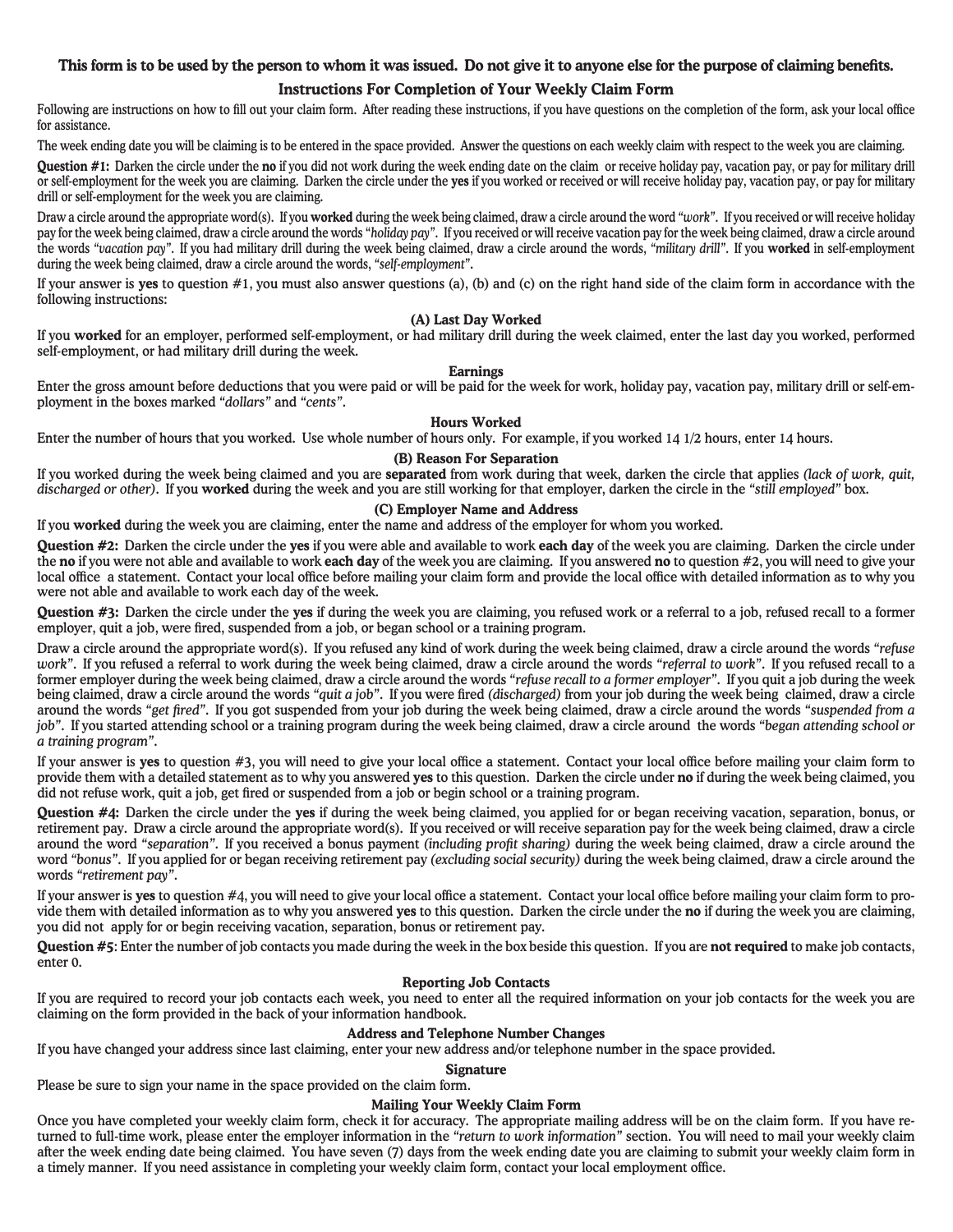**This form is to be used by the person to whom it was issued. Do not give it to anyone else for the purpose of claiming benefits.**

## Instructions For Completion of Your Weekly Claim Form

Following are instructions on how to fill out your claim form. After reading these instructions, if you have questions on the completion of the form, ask your local office for assistance.

The week ending date you will be claiming is to be entered in the space provided. Answer the questions on each weekly claim with respect to the week you are claiming.

**Question #1:** Darken the circle under the **no** if you did not work during the week ending date on the claim or receive holiday pay, vacation pay, or pay for military drill or self-employment for the week you are claiming. Darken the circle under the **yes** if you worked or received or will receive holiday pay, vacation pay, or pay for military drill or self-employment for the week you are claiming.

Draw a circle around the appropriate word(s). If you **worked** during the week being claimed, draw a circle around the word *"work"*. If you received or will receive holiday pay for the week being claimed, draw a circle around the words *"holiday pay"*. If you received or will receive vacation pay for the week being claimed, draw a circle around the words *"vacation pay"*. If you had military drill during the week being claimed, draw a circle around the words, *"military drill"*. If you **worked** in self-employment during the week being claimed, draw a circle around the words, *"self-employment"*.

If your answer is **yes** to question #1, you must also answer questions (a), (b) and (c) on the right hand side of the claim form in accordance with the following instructions:

**(A) Last Day Worked**

If you **worked** for an employer, performed self-employment, or had military drill during the week claimed, enter the last day you worked, performed self-employment, or had military drill during the week.

**Earnings**

Enter the gross amount before deductions that you were paid or will be paid for the week for work, holiday pay, vacation pay, military drill or self-employment in the boxes marked *"dollars"* and *"cents"*.

**Hours Worked**

Enter the number of hours that you worked. Use whole number of hours only. For example, if you worked 14 1/2 hours, enter 14 hours.

**(B) Reason For Separation**

If you worked during the week being claimed and you are **separated** from work during that week, darken the circle that applies *(lack of work, quit, discharged or other)*. If you **worked** during the week and you are still working for that employer, darken the circle in the *"still employed"* box.

**(C) Employer Name and Address**

If you **worked** during the week you are claiming, enter the name and address of the employer for whom you worked.

**Question #2:** Darken the circle under the **yes** if you were able and available to work **each day** of the week you are claiming. Darken the circle under the **no** if you were not able and available to work **each day** of the week you are claiming. If you answered **no** to question #2, you will need to give your local office a statement. Contact your local office before mailing your claim form and provide the local office with detailed information as to why you were not able and available to work each day of the week.

**Question #3:** Darken the circle under the **yes** if during the week you are claiming, you refused work or a referral to a job, refused recall to a former employer, quit a job, were fired, suspended from a job, or began school or a training program.

Draw a circle around the appropriate word(s). If you refused any kind of work during the week being claimed, draw a circle around the words *"refuse work"*. If you refused a referral to work during the week being claimed, draw a circle around the words *"referral to work"*. If you refused recall to a former employer during the week being claimed, draw a circle around the words *"refuse recall to a former employer"*. If you quit a job during the week being claimed, draw a circle around the words *"quit a job"*. If you were fired *(discharged)* from your job during the week being claimed, draw a circle around the words *"get fired"*. If you got suspended from your job during the week being claimed, draw a circle around the words *"suspended from a job"*. If you started attending school or a training program during the week being claimed, draw a circle around the words *"began attending school or a training program"*.

If your answer is **yes** to question #3, you will need to give your local office a statement. Contact your local office before mailing your claim form to provide them with a detailed statement as to why you answered **yes** to this question. Darken the circle under **no** if during the week being claimed, you did not refuse work, quit a job, get fired or suspended from a job or begin school or a training program.

**Question #4:** Darken the circle under the **yes** if during the week being claimed, you applied for or began receiving vacation, separation, bonus, or retirement pay. Draw a circle around the appropriate word(s). If you received or will receive separation pay for the week being claimed, draw a circle around the word *"separation"*. If you received a bonus payment *(including profit sharing)* during the week being claimed, draw a circle around the word *"bonus"*. If you applied for or began receiving retirement pay *(excluding social security)* during the week being claimed, draw a circle around the words *"retirement pay"*.

If your answer is **yes** to question #4, you will need to give your local office a statement. Contact your local office before mailing your claim form to provide them with detailed information as to why you answered **yes** to this question. Darken the circle under the **no** if during the week you are claiming, you did not apply for or begin receiving vacation, separation, bonus or retirement pay.

**Question #5**: Enter the number of job contacts you made during the week in the box beside this question. If you are **not required** to make job contacts, enter 0.

**Reporting Job Contacts**

If you are required to record your job contacts each week, you need to enter all the required information on your job contacts for the week you are claiming on the form provided in the back of your information handbook.

**Address and Telephone Number Changes**

If you have changed your address since last claiming, enter your new address and/or telephone number in the space provided.

**Signature**

Please be sure to sign your name in the space provided on the claim form.

**Mailing Your Weekly Claim Form**

Once you have completed your weekly claim form, check it for accuracy. The appropriate mailing address will be on the claim form. If you have returned to full-time work, please enter the employer information in the *"return to work information"* section. You will need to mail your weekly claim after the week ending date being claimed. You have seven (7) days from the week ending date you are claiming to submit your weekly claim form in a timely manner. If you need assistance in completing your weekly claim form, contact your local employment office.